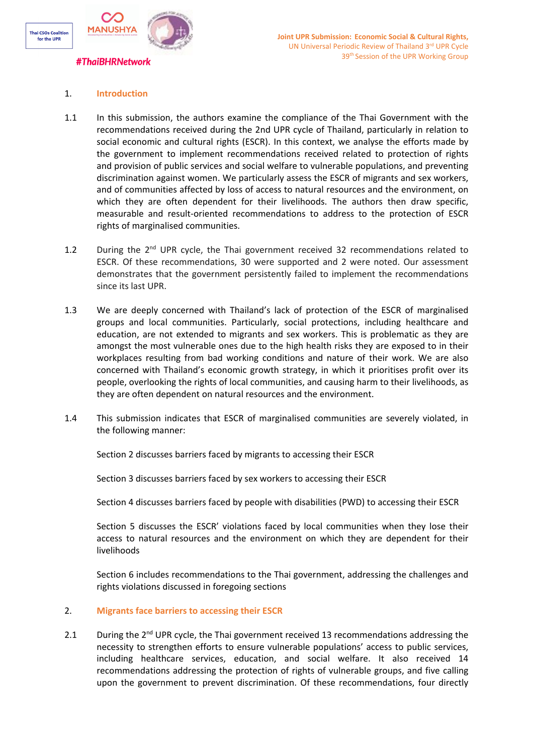## 1. Introduction

1.1 In this submission, the authors examine the compliance of the Thai Government with the recommendations received during the 2nd UPR cycle of Thailand, particularly in relation to social economic and cultural rights (ESCR). In this context, we analyse the efforts made by the government to implement recommendations received related to protection of rights and provision of public services and social welfare to vulnerable populations, and preventing discrimination against women. We particularly assess the ESCR of migrants and sex workers, and of communities affected by loss of access to natural resources and the environment, on which they are often dependent for their livelihoods. The authors then draw specific, measurable and result-oriented recommendations to address to the protection of ESCR rights of marginalised communities.

1.2 During the 2nd UPR cycle, the Thai government received 32 recommendations related to ESCR. Of these recommendations, 30 were supported and 2 were noted. Our assessment demonstrates that the government persistently failed to implement the recommendations since its last UPR.

1.3 We are deeply concerned with Thailand's lack of protection of the ESCR of marginalised groups and local communities. Particularly, social protections, including healthcare and education, are not extended to migrants and sex workers. This is problematic as they are amongst the most vulnerable ones due to the high health risks they are exposed to in their workplaces resulting from bad working conditions and nature of their work. We are also concerned with Thailand's economic growth strategy, in which it prioritises profit over its people, overlooking the rights of local communities, and causing harm to their livelihoods, as they are often dependent on natural resources and the environment.

1.4 This submission indicates that ESCR of marginalised communities are severely violated, in the following manner:

Section 2 discusses barriers faced by migrants to accessing their ESCR

Section 3 discusses barriers faced by sex workers to accessing their ESCR

Section 4 discusses barriers faced by people with disabilities (PWD) to accessing their ESCR

Section 5 discusses the ESCR' violations faced by local communities when they lose their access to natural resources and the environment on which they are dependent for their livelihoods

Section 6 includes recommendations to the Thai government, addressing the challenges and rights violations discussed in foregoing sections

## 2. Migrants face barriers to accessing their ESCR

2.1 During the 2nd UPR cycle, the Thai government received 13 recommendations addressing the necessity to strengthen efforts to ensure vulnerable populations' access to public services, including healthcare services, education, and social welfare. It also received 14 recommendations addressing the protection of rights of vulnerable groups, and five calling upon the government to prevent discrimination. Of these recommendations, four directly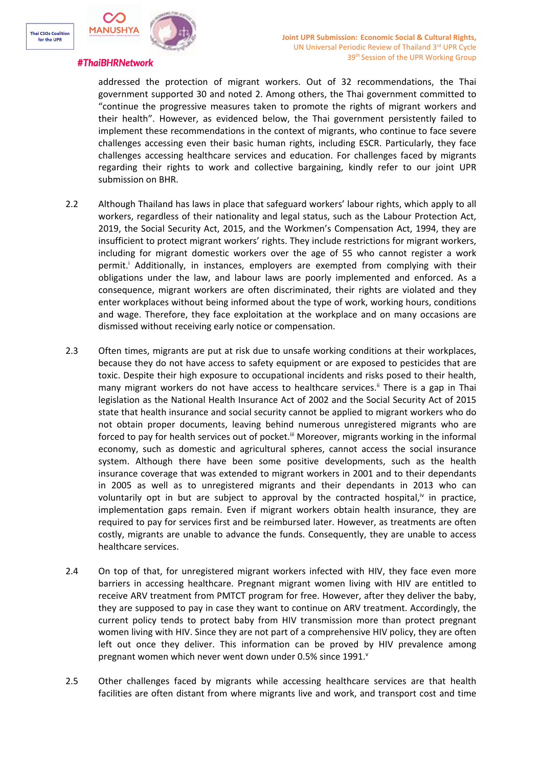addressed the protection of migrant workers. Out of 32 recommendations, the Thai government supported 30 and noted 2. Among others, the Thai government committed to "continue the progressive measures taken to promote the rights of migrant workers and their health". However, as evidenced below, the Thai government persistently failed to implement these recommendations in the context of migrants, who continue to face severe challenges accessing even their basic human rights, including ESCR. Particularly, they face challenges accessing healthcare services and education. For challenges faced by migrants regarding their rights to work and collective bargaining, kindly refer to our joint UPR submission on BHR.

2.2 Although Thailand has laws in place that safeguard workers' labour rights, which apply to all workers, regardless of their nationality and legal status, such as the Labour Protection Act, 2019, the Social Security Act, 2015, and the Workmen's Compensation Act, 1994, they are insufficient to protect migrant workers' rights. They include restrictions for migrant workers, including for migrant domestic workers over the age of 55 who cannot register a work permit.[i] Additionally, in instances, employers are exempted from complying with their obligations under the law, and labour laws are poorly implemented and enforced. As a consequence, migrant workers are often discriminated, their rights are violated and they enter workplaces without being informed about the type of work, working hours, conditions and wage. Therefore, they face exploitation at the workplace and on many occasions are dismissed without receiving early notice or compensation.

2.3 Often times, migrants are put at risk due to unsafe working conditions at their workplaces, because they do not have access to safety equipment or are exposed to pesticides that are toxic. Despite their high exposure to occupational incidents and risks posed to their health, many migrant workers do not have access to healthcare services.[ii] There is a gap in Thai legislation as the National Health Insurance Act of 2002 and the Social Security Act of 2015 state that health insurance and social security cannot be applied to migrant workers who do not obtain proper documents, leaving behind numerous unregistered migrants who are forced to pay for health services out of pocket.[iii] Moreover, migrants working in the informal economy, such as domestic and agricultural spheres, cannot access the social insurance system. Although there have been some positive developments, such as the health insurance coverage that was extended to migrant workers in 2001 and to their dependants in 2005 as well as to unregistered migrants and their dependants in 2013 who can voluntarily opt in but are subject to approval by the contracted hospital,[iv] in practice, implementation gaps remain. Even if migrant workers obtain health insurance, they are required to pay for services first and be reimbursed later. However, as treatments are often costly, migrants are unable to advance the funds. Consequently, they are unable to access healthcare services.

2.4 On top of that, for unregistered migrant workers infected with HIV, they face even more barriers in accessing healthcare. Pregnant migrant women living with HIV are entitled to receive ARV treatment from PMTCT program for free. However, after they deliver the baby, they are supposed to pay in case they want to continue on ARV treatment. Accordingly, the current policy tends to protect baby from HIV transmission more than protect pregnant women living with HIV. Since they are not part of a comprehensive HIV policy, they are often left out once they deliver. This information can be proved by HIV prevalence among pregnant women which never went down under 0.5% since 1991.[v]

2.5 Other challenges faced by migrants while accessing healthcare services are that health facilities are often distant from where migrants live and work, and transport cost and time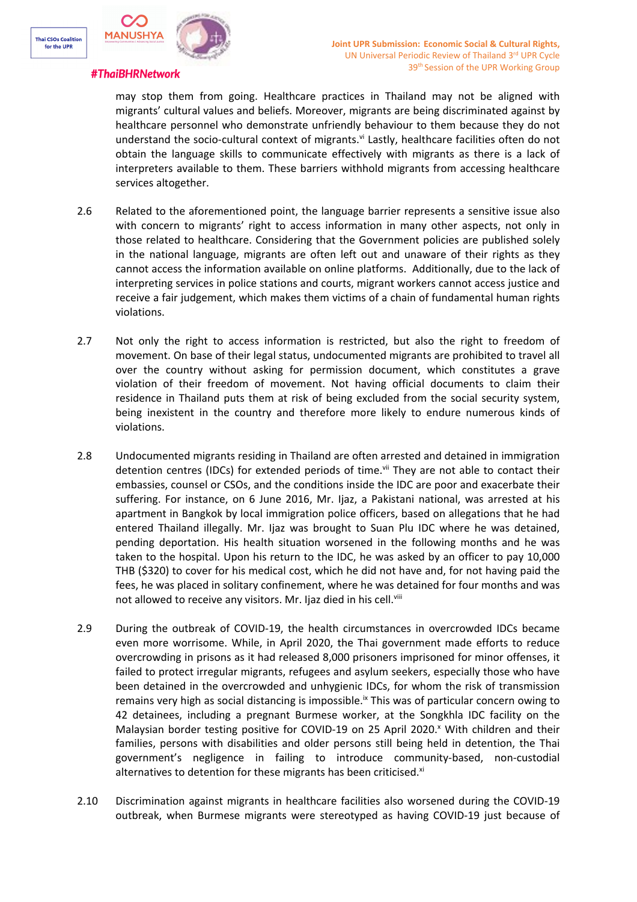may stop them from going. Healthcare practices in Thailand may not be aligned with migrants' cultural values and beliefs. Moreover, migrants are being discriminated against by healthcare personnel who demonstrate unfriendly behaviour to them because they do not understand the socio-cultural context of migrants.[vi] Lastly, healthcare facilities often do not obtain the language skills to communicate effectively with migrants as there is a lack of interpreters available to them. These barriers withhold migrants from accessing healthcare services altogether.

2.6 Related to the aforementioned point, the language barrier represents a sensitive issue also with concern to migrants' right to access information in many other aspects, not only in those related to healthcare. Considering that the Government policies are published solely in the national language, migrants are often left out and unaware of their rights as they cannot access the information available on online platforms. Additionally, due to the lack of interpreting services in police stations and courts, migrant workers cannot access justice and receive a fair judgement, which makes them victims of a chain of fundamental human rights violations.

2.7 Not only the right to access information is restricted, but also the right to freedom of movement. On base of their legal status, undocumented migrants are prohibited to travel all over the country without asking for permission document, which constitutes a grave violation of their freedom of movement. Not having official documents to claim their residence in Thailand puts them at risk of being excluded from the social security system, being inexistent in the country and therefore more likely to endure numerous kinds of violations.

2.8 Undocumented migrants residing in Thailand are often arrested and detained in immigration detention centres (IDCs) for extended periods of time.[vii] They are not able to contact their embassies, counsel or CSOs, and the conditions inside the IDC are poor and exacerbate their suffering. For instance, on 6 June 2016, Mr. Ijaz, a Pakistani national, was arrested at his apartment in Bangkok by local immigration police officers, based on allegations that he had entered Thailand illegally. Mr. Ijaz was brought to Suan Plu IDC where he was detained, pending deportation. His health situation worsened in the following months and he was taken to the hospital. Upon his return to the IDC, he was asked by an officer to pay 10,000 THB ($320) to cover for his medical cost, which he did not have and, for not having paid the fees, he was placed in solitary confinement, where he was detained for four months and was not allowed to receive any visitors. Mr. Ijaz died in his cell.[viii]

2.9 During the outbreak of COVID-19, the health circumstances in overcrowded IDCs became even more worrisome. While, in April 2020, the Thai government made efforts to reduce overcrowding in prisons as it had released 8,000 prisoners imprisoned for minor offenses, it failed to protect irregular migrants, refugees and asylum seekers, especially those who have been detained in the overcrowded and unhygienic IDCs, for whom the risk of transmission remains very high as social distancing is impossible.[ix] This was of particular concern owing to 42 detainees, including a pregnant Burmese worker, at the Songkhla IDC facility on the Malaysian border testing positive for COVID-19 on 25 April 2020.[x] With children and their families, persons with disabilities and older persons still being held in detention, the Thai government's negligence in failing to introduce community-based, non-custodial alternatives to detention for these migrants has been criticised.[xi]

2.10 Discrimination against migrants in healthcare facilities also worsened during the COVID-19 outbreak, when Burmese migrants were stereotyped as having COVID-19 just because of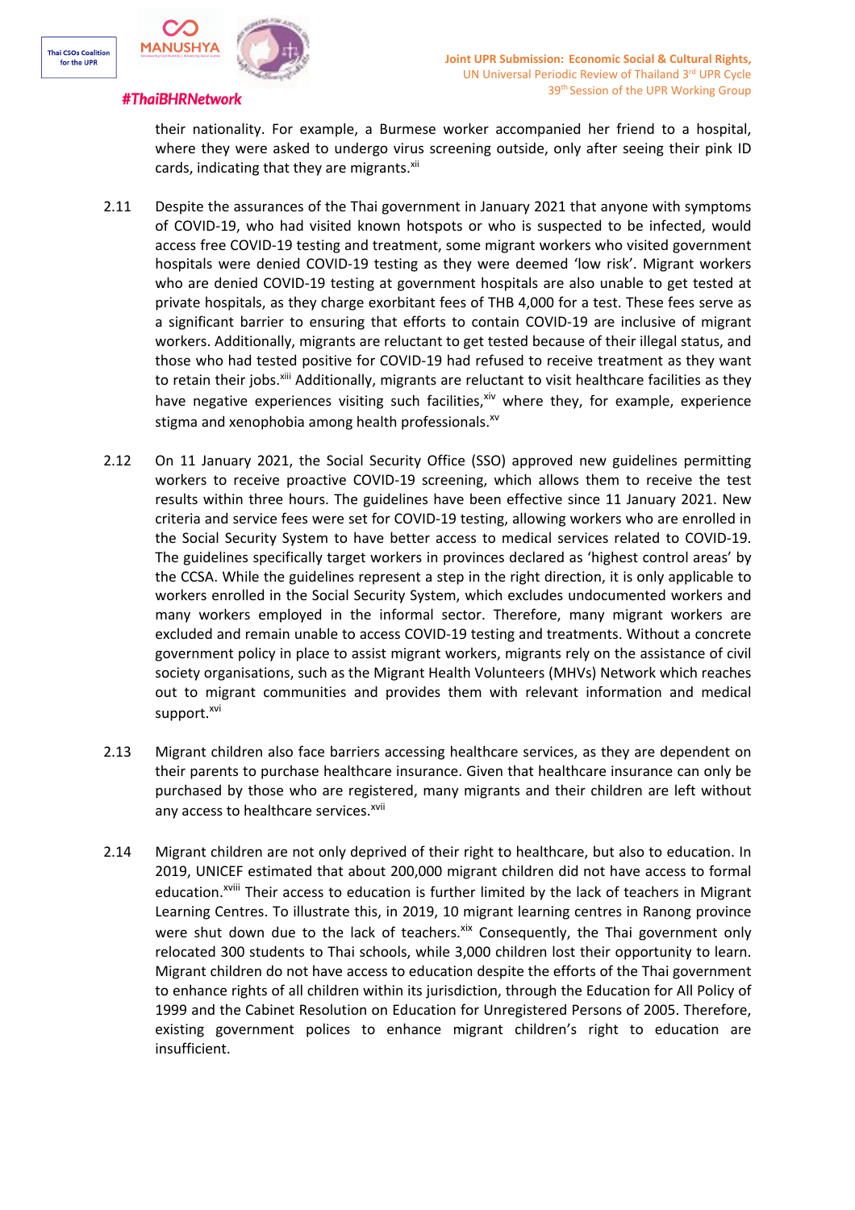their nationality. For example, a Burmese worker accompanied her friend to a hospital, where they were asked to undergo virus screening outside, only after seeing their pink ID cards, indicating that they are migrants.[xii]

2.11 Despite the assurances of the Thai government in January 2021 that anyone with symptoms of COVID-19, who had visited known hotspots or who is suspected to be infected, would access free COVID-19 testing and treatment, some migrant workers who visited government hospitals were denied COVID-19 testing as they were deemed 'low risk'. Migrant workers who are denied COVID-19 testing at government hospitals are also unable to get tested at private hospitals, as they charge exorbitant fees of THB 4,000 for a test. These fees serve as a significant barrier to ensuring that efforts to contain COVID-19 are inclusive of migrant workers. Additionally, migrants are reluctant to get tested because of their illegal status, and those who had tested positive for COVID-19 had refused to receive treatment as they want to retain their jobs.[xiii] Additionally, migrants are reluctant to visit healthcare facilities as they have negative experiences visiting such facilities,[xiv] where they, for example, experience stigma and xenophobia among health professionals.[xv]

2.12 On 11 January 2021, the Social Security Office (SSO) approved new guidelines permitting workers to receive proactive COVID-19 screening, which allows them to receive the test results within three hours. The guidelines have been effective since 11 January 2021. New criteria and service fees were set for COVID-19 testing, allowing workers who are enrolled in the Social Security System to have better access to medical services related to COVID-19. The guidelines specifically target workers in provinces declared as 'highest control areas' by the CCSA. While the guidelines represent a step in the right direction, it is only applicable to workers enrolled in the Social Security System, which excludes undocumented workers and many workers employed in the informal sector. Therefore, many migrant workers are excluded and remain unable to access COVID-19 testing and treatments. Without a concrete government policy in place to assist migrant workers, migrants rely on the assistance of civil society organisations, such as the Migrant Health Volunteers (MHVs) Network which reaches out to migrant communities and provides them with relevant information and medical support.[xvi]

2.13 Migrant children also face barriers accessing healthcare services, as they are dependent on their parents to purchase healthcare insurance. Given that healthcare insurance can only be purchased by those who are registered, many migrants and their children are left without any access to healthcare services.[xvii]

2.14 Migrant children are not only deprived of their right to healthcare, but also to education. In 2019, UNICEF estimated that about 200,000 migrant children did not have access to formal education.[xviii] Their access to education is further limited by the lack of teachers in Migrant Learning Centres. To illustrate this, in 2019, 10 migrant learning centres in Ranong province were shut down due to the lack of teachers.[xix] Consequently, the Thai government only relocated 300 students to Thai schools, while 3,000 children lost their opportunity to learn. Migrant children do not have access to education despite the efforts of the Thai government to enhance rights of all children within its jurisdiction, through the Education for All Policy of 1999 and the Cabinet Resolution on Education for Unregistered Persons of 2005. Therefore, existing government polices to enhance migrant children's right to education are insufficient.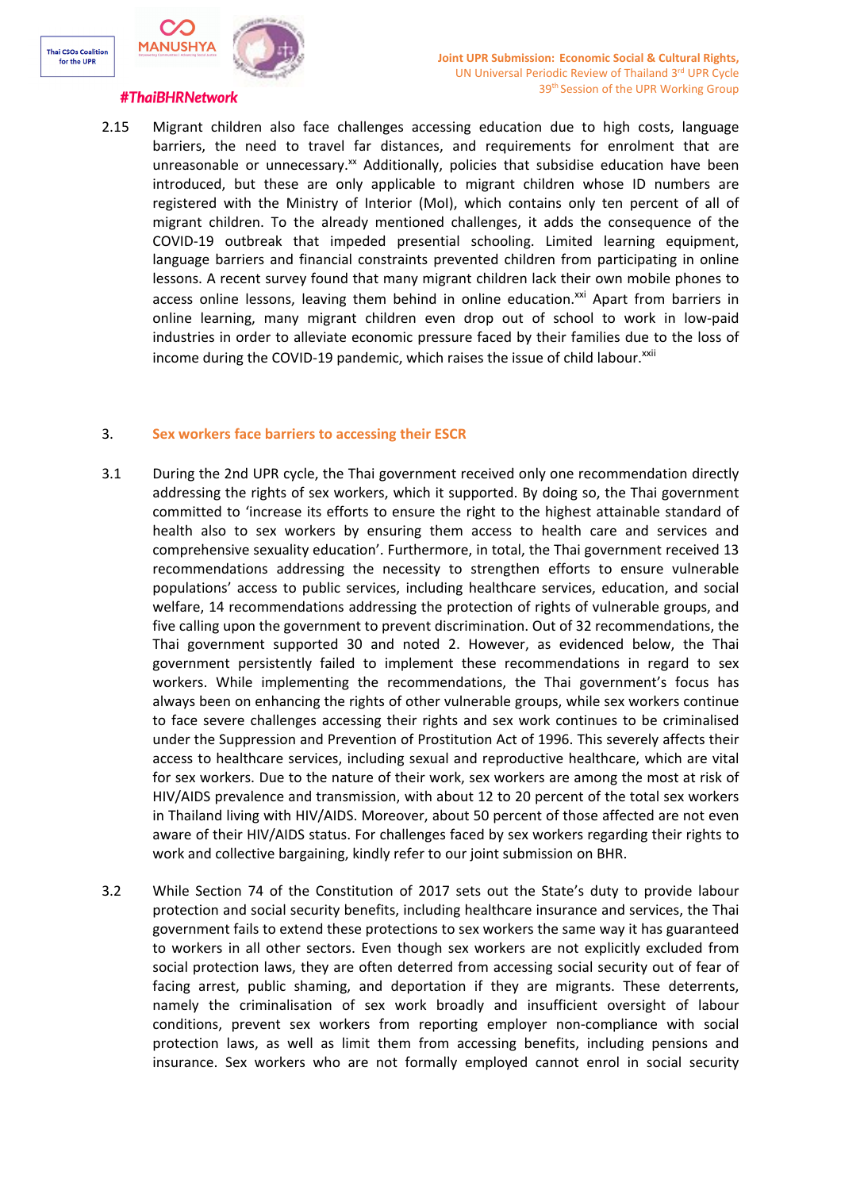2.15 Migrant children also face challenges accessing education due to high costs, language barriers, the need to travel far distances, and requirements for enrolment that are unreasonable or unnecessary.[xx] Additionally, policies that subsidise education have been introduced, but these are only applicable to migrant children whose ID numbers are registered with the Ministry of Interior (MoI), which contains only ten percent of all of migrant children. To the already mentioned challenges, it adds the consequence of the COVID-19 outbreak that impeded presential schooling. Limited learning equipment, language barriers and financial constraints prevented children from participating in online lessons. A recent survey found that many migrant children lack their own mobile phones to access online lessons, leaving them behind in online education.[xxi] Apart from barriers in online learning, many migrant children even drop out of school to work in low-paid industries in order to alleviate economic pressure faced by their families due to the loss of income during the COVID-19 pandemic, which raises the issue of child labour.[xxii]

## 3. Sex workers face barriers to accessing their ESCR

3.1 During the 2nd UPR cycle, the Thai government received only one recommendation directly addressing the rights of sex workers, which it supported. By doing so, the Thai government committed to 'increase its efforts to ensure the right to the highest attainable standard of health also to sex workers by ensuring them access to health care and services and comprehensive sexuality education'. Furthermore, in total, the Thai government received 13 recommendations addressing the necessity to strengthen efforts to ensure vulnerable populations' access to public services, including healthcare services, education, and social welfare, 14 recommendations addressing the protection of rights of vulnerable groups, and five calling upon the government to prevent discrimination. Out of 32 recommendations, the Thai government supported 30 and noted 2. However, as evidenced below, the Thai government persistently failed to implement these recommendations in regard to sex workers. While implementing the recommendations, the Thai government's focus has always been on enhancing the rights of other vulnerable groups, while sex workers continue to face severe challenges accessing their rights and sex work continues to be criminalised under the Suppression and Prevention of Prostitution Act of 1996. This severely affects their access to healthcare services, including sexual and reproductive healthcare, which are vital for sex workers. Due to the nature of their work, sex workers are among the most at risk of HIV/AIDS prevalence and transmission, with about 12 to 20 percent of the total sex workers in Thailand living with HIV/AIDS. Moreover, about 50 percent of those affected are not even aware of their HIV/AIDS status. For challenges faced by sex workers regarding their rights to work and collective bargaining, kindly refer to our joint submission on BHR.

3.2 While Section 74 of the Constitution of 2017 sets out the State's duty to provide labour protection and social security benefits, including healthcare insurance and services, the Thai government fails to extend these protections to sex workers the same way it has guaranteed to workers in all other sectors. Even though sex workers are not explicitly excluded from social protection laws, they are often deterred from accessing social security out of fear of facing arrest, public shaming, and deportation if they are migrants. These deterrents, namely the criminalisation of sex work broadly and insufficient oversight of labour conditions, prevent sex workers from reporting employer non-compliance with social protection laws, as well as limit them from accessing benefits, including pensions and insurance. Sex workers who are not formally employed cannot enrol in social security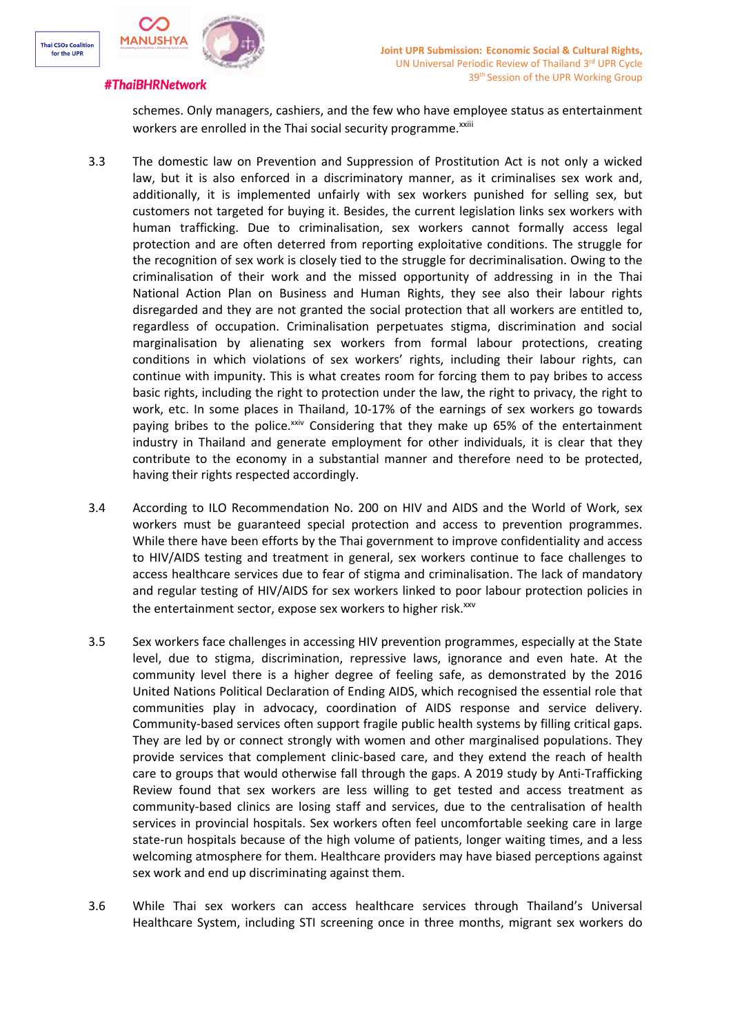schemes. Only managers, cashiers, and the few who have employee status as entertainment workers are enrolled in the Thai social security programme.[xxiii]

3.3 The domestic law on Prevention and Suppression of Prostitution Act is not only a wicked law, but it is also enforced in a discriminatory manner, as it criminalises sex work and, additionally, it is implemented unfairly with sex workers punished for selling sex, but customers not targeted for buying it. Besides, the current legislation links sex workers with human trafficking. Due to criminalisation, sex workers cannot formally access legal protection and are often deterred from reporting exploitative conditions. The struggle for the recognition of sex work is closely tied to the struggle for decriminalisation. Owing to the criminalisation of their work and the missed opportunity of addressing in in the Thai National Action Plan on Business and Human Rights, they see also their labour rights disregarded and they are not granted the social protection that all workers are entitled to, regardless of occupation. Criminalisation perpetuates stigma, discrimination and social marginalisation by alienating sex workers from formal labour protections, creating conditions in which violations of sex workers' rights, including their labour rights, can continue with impunity. This is what creates room for forcing them to pay bribes to access basic rights, including the right to protection under the law, the right to privacy, the right to work, etc. In some places in Thailand, 10-17% of the earnings of sex workers go towards paying bribes to the police.[xxiv] Considering that they make up 65% of the entertainment industry in Thailand and generate employment for other individuals, it is clear that they contribute to the economy in a substantial manner and therefore need to be protected, having their rights respected accordingly.

3.4 According to ILO Recommendation No. 200 on HIV and AIDS and the World of Work, sex workers must be guaranteed special protection and access to prevention programmes. While there have been efforts by the Thai government to improve confidentiality and access to HIV/AIDS testing and treatment in general, sex workers continue to face challenges to access healthcare services due to fear of stigma and criminalisation. The lack of mandatory and regular testing of HIV/AIDS for sex workers linked to poor labour protection policies in the entertainment sector, expose sex workers to higher risk.[xxv]

3.5 Sex workers face challenges in accessing HIV prevention programmes, especially at the State level, due to stigma, discrimination, repressive laws, ignorance and even hate. At the community level there is a higher degree of feeling safe, as demonstrated by the 2016 United Nations Political Declaration of Ending AIDS, which recognised the essential role that communities play in advocacy, coordination of AIDS response and service delivery. Community-based services often support fragile public health systems by filling critical gaps. They are led by or connect strongly with women and other marginalised populations. They provide services that complement clinic-based care, and they extend the reach of health care to groups that would otherwise fall through the gaps. A 2019 study by Anti-Trafficking Review found that sex workers are less willing to get tested and access treatment as community-based clinics are losing staff and services, due to the centralisation of health services in provincial hospitals. Sex workers often feel uncomfortable seeking care in large state-run hospitals because of the high volume of patients, longer waiting times, and a less welcoming atmosphere for them. Healthcare providers may have biased perceptions against sex work and end up discriminating against them.

3.6 While Thai sex workers can access healthcare services through Thailand's Universal Healthcare System, including STI screening once in three months, migrant sex workers do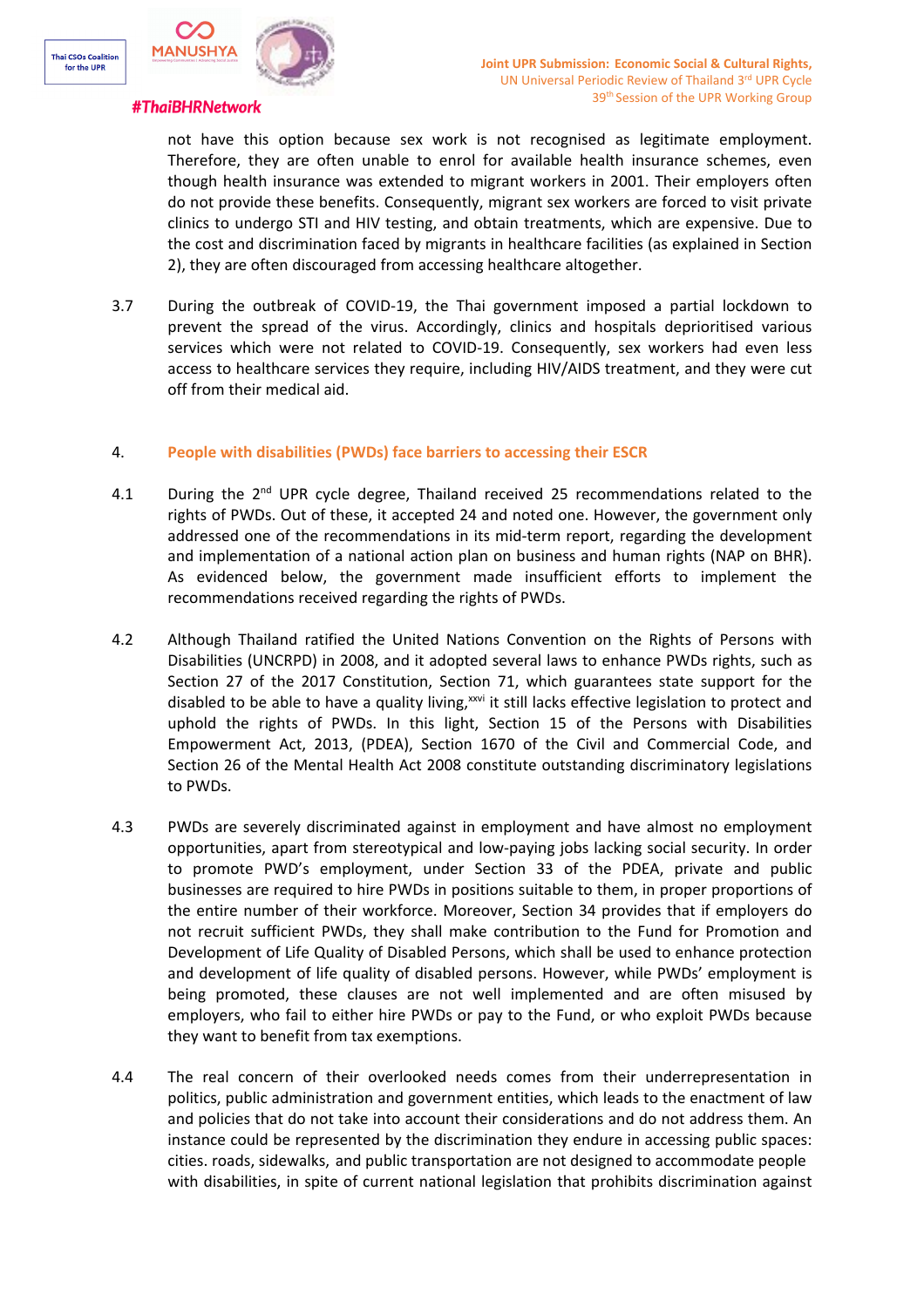not have this option because sex work is not recognised as legitimate employment. Therefore, they are often unable to enrol for available health insurance schemes, even though health insurance was extended to migrant workers in 2001. Their employers often do not provide these benefits. Consequently, migrant sex workers are forced to visit private clinics to undergo STI and HIV testing, and obtain treatments, which are expensive. Due to the cost and discrimination faced by migrants in healthcare facilities (as explained in Section 2), they are often discouraged from accessing healthcare altogether.

3.7 During the outbreak of COVID-19, the Thai government imposed a partial lockdown to prevent the spread of the virus. Accordingly, clinics and hospitals deprioritised various services which were not related to COVID-19. Consequently, sex workers had even less access to healthcare services they require, including HIV/AIDS treatment, and they were cut off from their medical aid.

## 4. People with disabilities (PWDs) face barriers to accessing their ESCR

4.1 During the 2nd UPR cycle degree, Thailand received 25 recommendations related to the rights of PWDs. Out of these, it accepted 24 and noted one. However, the government only addressed one of the recommendations in its mid-term report, regarding the development and implementation of a national action plan on business and human rights (NAP on BHR). As evidenced below, the government made insufficient efforts to implement the recommendations received regarding the rights of PWDs.

4.2 Although Thailand ratified the United Nations Convention on the Rights of Persons with Disabilities (UNCRPD) in 2008, and it adopted several laws to enhance PWDs rights, such as Section 27 of the 2017 Constitution, Section 71, which guarantees state support for the disabled to be able to have a quality living,[xxvi] it still lacks effective legislation to protect and uphold the rights of PWDs. In this light, Section 15 of the Persons with Disabilities Empowerment Act, 2013, (PDEA), Section 1670 of the Civil and Commercial Code, and Section 26 of the Mental Health Act 2008 constitute outstanding discriminatory legislations to PWDs.

4.3 PWDs are severely discriminated against in employment and have almost no employment opportunities, apart from stereotypical and low-paying jobs lacking social security. In order to promote PWD's employment, under Section 33 of the PDEA, private and public businesses are required to hire PWDs in positions suitable to them, in proper proportions of the entire number of their workforce. Moreover, Section 34 provides that if employers do not recruit sufficient PWDs, they shall make contribution to the Fund for Promotion and Development of Life Quality of Disabled Persons, which shall be used to enhance protection and development of life quality of disabled persons. However, while PWDs' employment is being promoted, these clauses are not well implemented and are often misused by employers, who fail to either hire PWDs or pay to the Fund, or who exploit PWDs because they want to benefit from tax exemptions.

4.4 The real concern of their overlooked needs comes from their underrepresentation in politics, public administration and government entities, which leads to the enactment of law and policies that do not take into account their considerations and do not address them. An instance could be represented by the discrimination they endure in accessing public spaces: cities. roads, sidewalks, and public transportation are not designed to accommodate people with disabilities, in spite of current national legislation that prohibits discrimination against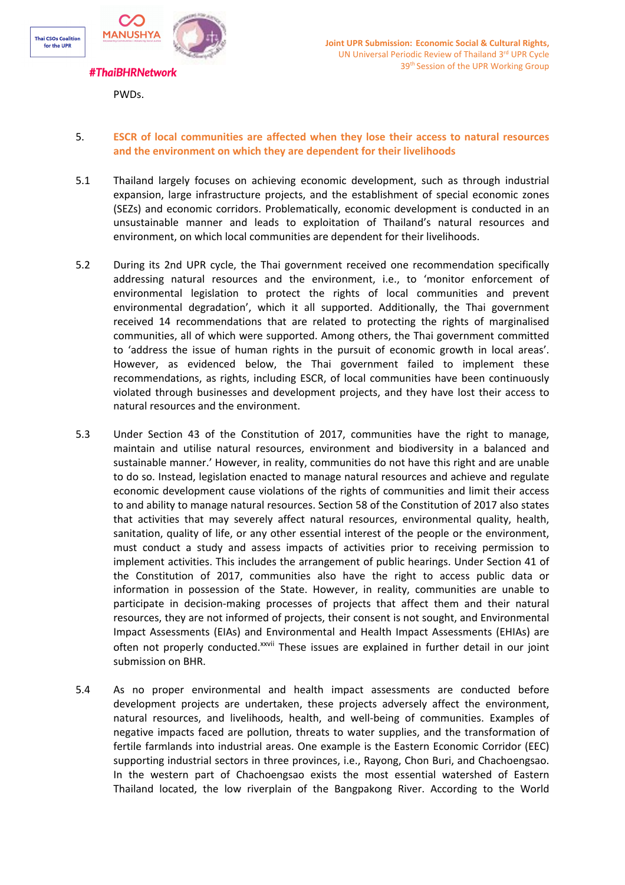PWDs.

5. **ESCR of local communities are affected when they lose their access to natural resources and the environment on which they are dependent for their livelihoods**

5.1 Thailand largely focuses on achieving economic development, such as through industrial expansion, large infrastructure projects, and the establishment of special economic zones (SEZs) and economic corridors. Problematically, economic development is conducted in an unsustainable manner and leads to exploitation of Thailand's natural resources and environment, on which local communities are dependent for their livelihoods.

5.2 During its 2nd UPR cycle, the Thai government received one recommendation specifically addressing natural resources and the environment, i.e., to 'monitor enforcement of environmental legislation to protect the rights of local communities and prevent environmental degradation', which it all supported. Additionally, the Thai government received 14 recommendations that are related to protecting the rights of marginalised communities, all of which were supported. Among others, the Thai government committed to 'address the issue of human rights in the pursuit of economic growth in local areas'. However, as evidenced below, the Thai government failed to implement these recommendations, as rights, including ESCR, of local communities have been continuously violated through businesses and development projects, and they have lost their access to natural resources and the environment.

5.3 Under Section 43 of the Constitution of 2017, communities have the right to manage, maintain and utilise natural resources, environment and biodiversity in a balanced and sustainable manner.' However, in reality, communities do not have this right and are unable to do so. Instead, legislation enacted to manage natural resources and achieve and regulate economic development cause violations of the rights of communities and limit their access to and ability to manage natural resources. Section 58 of the Constitution of 2017 also states that activities that may severely affect natural resources, environmental quality, health, sanitation, quality of life, or any other essential interest of the people or the environment, must conduct a study and assess impacts of activities prior to receiving permission to implement activities. This includes the arrangement of public hearings. Under Section 41 of the Constitution of 2017, communities also have the right to access public data or information in possession of the State. However, in reality, communities are unable to participate in decision-making processes of projects that affect them and their natural resources, they are not informed of projects, their consent is not sought, and Environmental Impact Assessments (EIAs) and Environmental and Health Impact Assessments (EHIAs) are often not properly conducted.[xxvii] These issues are explained in further detail in our joint submission on BHR.

5.4 As no proper environmental and health impact assessments are conducted before development projects are undertaken, these projects adversely affect the environment, natural resources, and livelihoods, health, and well-being of communities. Examples of negative impacts faced are pollution, threats to water supplies, and the transformation of fertile farmlands into industrial areas. One example is the Eastern Economic Corridor (EEC) supporting industrial sectors in three provinces, i.e., Rayong, Chon Buri, and Chachoengsao. In the western part of Chachoengsao exists the most essential watershed of Eastern Thailand located, the low riverplain of the Bangpakong River. According to the World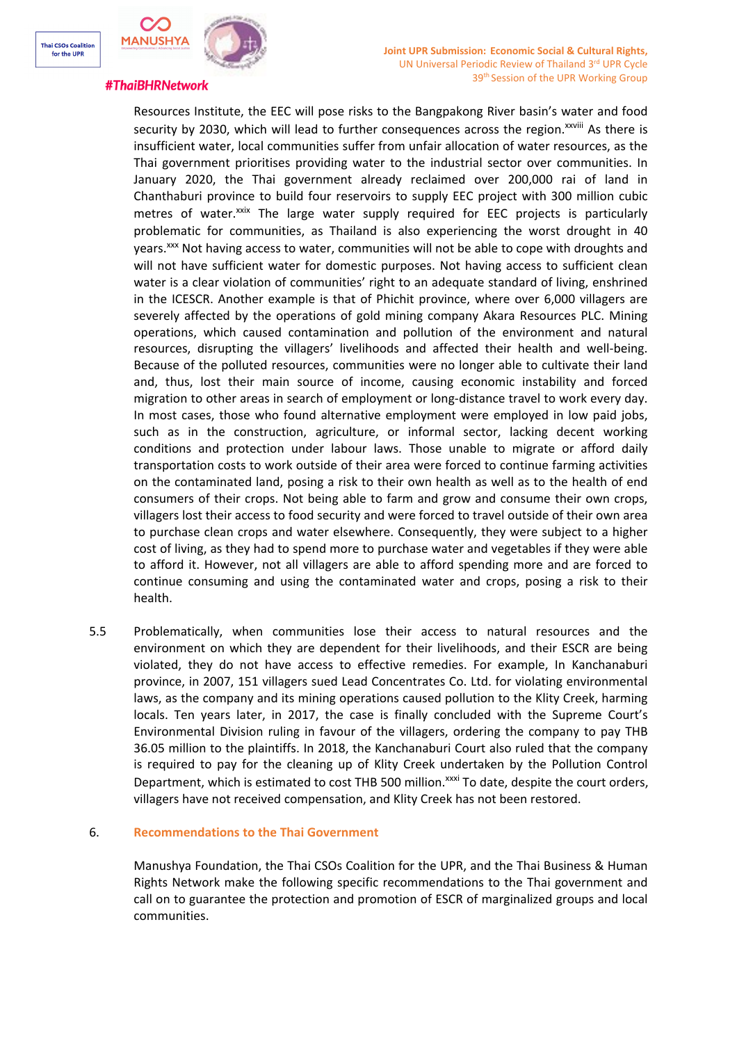Resources Institute, the EEC will pose risks to the Bangpakong River basin's water and food security by 2030, which will lead to further consequences across the region.[xxviii] As there is insufficient water, local communities suffer from unfair allocation of water resources, as the Thai government prioritises providing water to the industrial sector over communities. In January 2020, the Thai government already reclaimed over 200,000 rai of land in Chanthaburi province to build four reservoirs to supply EEC project with 300 million cubic metres of water.[xxix] The large water supply required for EEC projects is particularly problematic for communities, as Thailand is also experiencing the worst drought in 40 years.[xxx] Not having access to water, communities will not be able to cope with droughts and will not have sufficient water for domestic purposes. Not having access to sufficient clean water is a clear violation of communities' right to an adequate standard of living, enshrined in the ICESCR. Another example is that of Phichit province, where over 6,000 villagers are severely affected by the operations of gold mining company Akara Resources PLC. Mining operations, which caused contamination and pollution of the environment and natural resources, disrupting the villagers' livelihoods and affected their health and well-being. Because of the polluted resources, communities were no longer able to cultivate their land and, thus, lost their main source of income, causing economic instability and forced migration to other areas in search of employment or long-distance travel to work every day. In most cases, those who found alternative employment were employed in low paid jobs, such as in the construction, agriculture, or informal sector, lacking decent working conditions and protection under labour laws. Those unable to migrate or afford daily transportation costs to work outside of their area were forced to continue farming activities on the contaminated land, posing a risk to their own health as well as to the health of end consumers of their crops. Not being able to farm and grow and consume their own crops, villagers lost their access to food security and were forced to travel outside of their own area to purchase clean crops and water elsewhere. Consequently, they were subject to a higher cost of living, as they had to spend more to purchase water and vegetables if they were able to afford it. However, not all villagers are able to afford spending more and are forced to continue consuming and using the contaminated water and crops, posing a risk to their health.

5.5 Problematically, when communities lose their access to natural resources and the environment on which they are dependent for their livelihoods, and their ESCR are being violated, they do not have access to effective remedies. For example, In Kanchanaburi province, in 2007, 151 villagers sued Lead Concentrates Co. Ltd. for violating environmental laws, as the company and its mining operations caused pollution to the Klity Creek, harming locals. Ten years later, in 2017, the case is finally concluded with the Supreme Court's Environmental Division ruling in favour of the villagers, ordering the company to pay THB 36.05 million to the plaintiffs. In 2018, the Kanchanaburi Court also ruled that the company is required to pay for the cleaning up of Klity Creek undertaken by the Pollution Control Department, which is estimated to cost THB 500 million.[xxxi] To date, despite the court orders, villagers have not received compensation, and Klity Creek has not been restored.

## 6. Recommendations to the Thai Government

Manushya Foundation, the Thai CSOs Coalition for the UPR, and the Thai Business & Human Rights Network make the following specific recommendations to the Thai government and call on to guarantee the protection and promotion of ESCR of marginalized groups and local communities.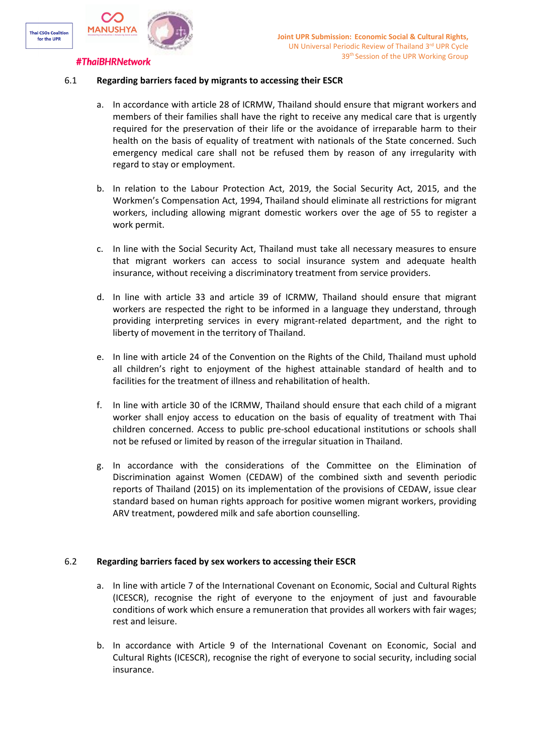### 6.1 Regarding barriers faced by migrants to accessing their ESCR

a. In accordance with article 28 of ICRMW, Thailand should ensure that migrant workers and members of their families shall have the right to receive any medical care that is urgently required for the preservation of their life or the avoidance of irreparable harm to their health on the basis of equality of treatment with nationals of the State concerned. Such emergency medical care shall not be refused them by reason of any irregularity with regard to stay or employment.

b. In relation to the Labour Protection Act, 2019, the Social Security Act, 2015, and the Workmen's Compensation Act, 1994, Thailand should eliminate all restrictions for migrant workers, including allowing migrant domestic workers over the age of 55 to register a work permit.

c. In line with the Social Security Act, Thailand must take all necessary measures to ensure that migrant workers can access to social insurance system and adequate health insurance, without receiving a discriminatory treatment from service providers.

d. In line with article 33 and article 39 of ICRMW, Thailand should ensure that migrant workers are respected the right to be informed in a language they understand, through providing interpreting services in every migrant-related department, and the right to liberty of movement in the territory of Thailand.

e. In line with article 24 of the Convention on the Rights of the Child, Thailand must uphold all children's right to enjoyment of the highest attainable standard of health and to facilities for the treatment of illness and rehabilitation of health.

f. In line with article 30 of the ICRMW, Thailand should ensure that each child of a migrant worker shall enjoy access to education on the basis of equality of treatment with Thai children concerned. Access to public pre-school educational institutions or schools shall not be refused or limited by reason of the irregular situation in Thailand.

g. In accordance with the considerations of the Committee on the Elimination of Discrimination against Women (CEDAW) of the combined sixth and seventh periodic reports of Thailand (2015) on its implementation of the provisions of CEDAW, issue clear standard based on human rights approach for positive women migrant workers, providing ARV treatment, powdered milk and safe abortion counselling.

### 6.2 Regarding barriers faced by sex workers to accessing their ESCR

a. In line with article 7 of the International Covenant on Economic, Social and Cultural Rights (ICESCR), recognise the right of everyone to the enjoyment of just and favourable conditions of work which ensure a remuneration that provides all workers with fair wages; rest and leisure.

b. In accordance with Article 9 of the International Covenant on Economic, Social and Cultural Rights (ICESCR), recognise the right of everyone to social security, including social insurance.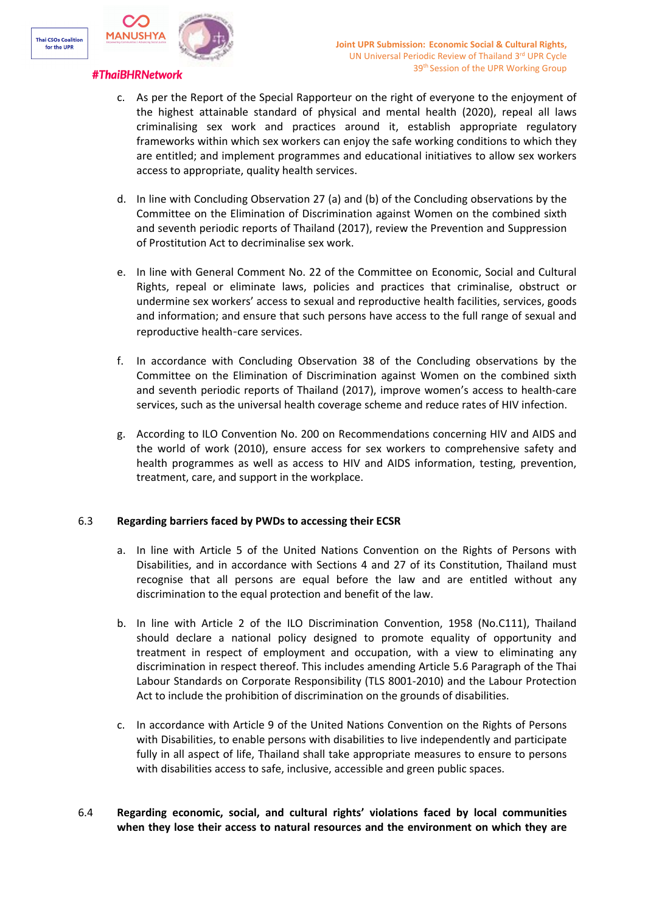c. As per the Report of the Special Rapporteur on the right of everyone to the enjoyment of the highest attainable standard of physical and mental health (2020), repeal all laws criminalising sex work and practices around it, establish appropriate regulatory frameworks within which sex workers can enjoy the safe working conditions to which they are entitled; and implement programmes and educational initiatives to allow sex workers access to appropriate, quality health services.

d. In line with Concluding Observation 27 (a) and (b) of the Concluding observations by the Committee on the Elimination of Discrimination against Women on the combined sixth and seventh periodic reports of Thailand (2017), review the Prevention and Suppression of Prostitution Act to decriminalise sex work.

e. In line with General Comment No. 22 of the Committee on Economic, Social and Cultural Rights, repeal or eliminate laws, policies and practices that criminalise, obstruct or undermine sex workers' access to sexual and reproductive health facilities, services, goods and information; and ensure that such persons have access to the full range of sexual and reproductive health-care services.

f. In accordance with Concluding Observation 38 of the Concluding observations by the Committee on the Elimination of Discrimination against Women on the combined sixth and seventh periodic reports of Thailand (2017), improve women's access to health-care services, such as the universal health coverage scheme and reduce rates of HIV infection.

g. According to ILO Convention No. 200 on Recommendations concerning HIV and AIDS and the world of work (2010), ensure access for sex workers to comprehensive safety and health programmes as well as access to HIV and AIDS information, testing, prevention, treatment, care, and support in the workplace.

6.3 **Regarding barriers faced by PWDs to accessing their ECSR**

a. In line with Article 5 of the United Nations Convention on the Rights of Persons with Disabilities, and in accordance with Sections 4 and 27 of its Constitution, Thailand must recognise that all persons are equal before the law and are entitled without any discrimination to the equal protection and benefit of the law.

b. In line with Article 2 of the ILO Discrimination Convention, 1958 (No.C111), Thailand should declare a national policy designed to promote equality of opportunity and treatment in respect of employment and occupation, with a view to eliminating any discrimination in respect thereof. This includes amending Article 5.6 Paragraph of the Thai Labour Standards on Corporate Responsibility (TLS 8001-2010) and the Labour Protection Act to include the prohibition of discrimination on the grounds of disabilities.

c. In accordance with Article 9 of the United Nations Convention on the Rights of Persons with Disabilities, to enable persons with disabilities to live independently and participate fully in all aspect of life, Thailand shall take appropriate measures to ensure to persons with disabilities access to safe, inclusive, accessible and green public spaces.

6.4 **Regarding economic, social, and cultural rights' violations faced by local communities when they lose their access to natural resources and the environment on which they are**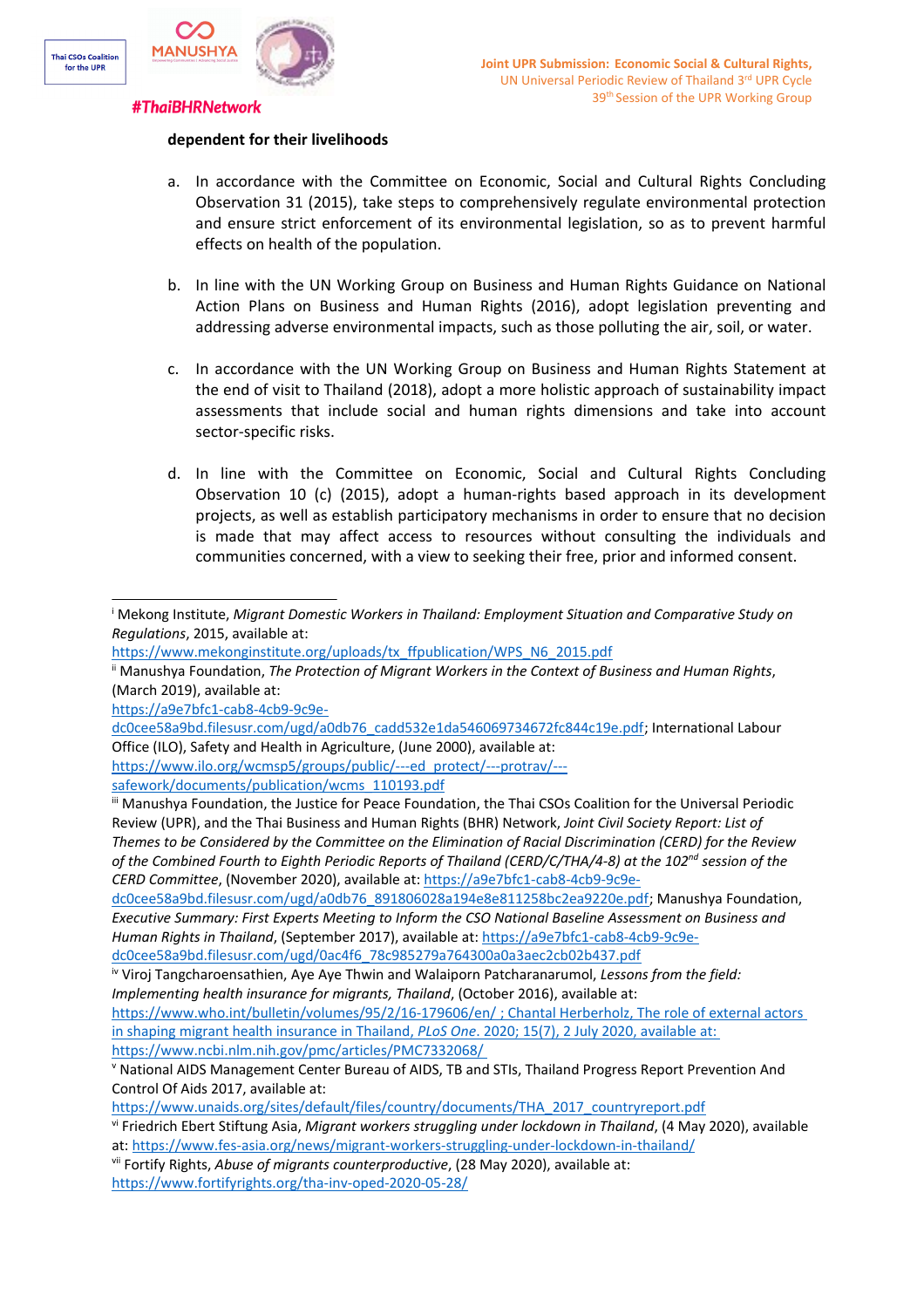**dependent for their livelihoods**

a. In accordance with the Committee on Economic, Social and Cultural Rights Concluding Observation 31 (2015), take steps to comprehensively regulate environmental protection and ensure strict enforcement of its environmental legislation, so as to prevent harmful effects on health of the population.

b. In line with the UN Working Group on Business and Human Rights Guidance on National Action Plans on Business and Human Rights (2016), adopt legislation preventing and addressing adverse environmental impacts, such as those polluting the air, soil, or water.

c. In accordance with the UN Working Group on Business and Human Rights Statement at the end of visit to Thailand (2018), adopt a more holistic approach of sustainability impact assessments that include social and human rights dimensions and take into account sector-specific risks.

d. In line with the Committee on Economic, Social and Cultural Rights Concluding Observation 10 (c) (2015), adopt a human-rights based approach in its development projects, as well as establish participatory mechanisms in order to ensure that no decision is made that may affect access to resources without consulting the individuals and communities concerned, with a view to seeking their free, prior and informed consent.

---

[i] Mekong Institute, *Migrant Domestic Workers in Thailand: Employment Situation and Comparative Study on Regulations*, 2015, available at: https://www.mekonginstitute.org/uploads/tx_ffpublication/WPS_N6_2015.pdf

[ii] Manushya Foundation, *The Protection of Migrant Workers in the Context of Business and Human Rights*, (March 2019), available at: https://a9e7bfc1-cab8-4cb9-9c9e-dc0cee58a9bd.filesusr.com/ugd/a0db76_cadd532e1da546069734672fc844c19e.pdf; International Labour Office (ILO), Safety and Health in Agriculture, (June 2000), available at: https://www.ilo.org/wcmsp5/groups/public/---ed_protect/---protrav/---safework/documents/publication/wcms_110193.pdf

[iii] Manushya Foundation, the Justice for Peace Foundation, the Thai CSOs Coalition for the Universal Periodic Review (UPR), and the Thai Business and Human Rights (BHR) Network, *Joint Civil Society Report: List of Themes to be Considered by the Committee on the Elimination of Racial Discrimination (CERD) for the Review of the Combined Fourth to Eighth Periodic Reports of Thailand (CERD/C/THA/4-8) at the 102nd session of the CERD Committee*, (November 2020), available at: https://a9e7bfc1-cab8-4cb9-9c9e-dc0cee58a9bd.filesusr.com/ugd/a0db76_891806028a194e8e811258bc2ea9220e.pdf; Manushya Foundation, *Executive Summary: First Experts Meeting to Inform the CSO National Baseline Assessment on Business and Human Rights in Thailand*, (September 2017), available at: https://a9e7bfc1-cab8-4cb9-9c9e-dc0cee58a9bd.filesusr.com/ugd/0ac4f6_78c985279a764300a0a3aec2cb02b437.pdf

[iv] Viroj Tangcharoensathien, Aye Aye Thwin and Walaiporn Patcharanarumol, *Lessons from the field: Implementing health insurance for migrants, Thailand*, (October 2016), available at: https://www.who.int/bulletin/volumes/95/2/16-179606/en/ ; Chantal Herberholz, The role of external actors in shaping migrant health insurance in Thailand, *PLoS One*. 2020; 15(7), 2 July 2020, available at: https://www.ncbi.nlm.nih.gov/pmc/articles/PMC7332068/

[v] National AIDS Management Center Bureau of AIDS, TB and STIs, Thailand Progress Report Prevention And Control Of Aids 2017, available at: https://www.unaids.org/sites/default/files/country/documents/THA_2017_countryreport.pdf

[vi] Friedrich Ebert Stiftung Asia, *Migrant workers struggling under lockdown in Thailand*, (4 May 2020), available at: https://www.fes-asia.org/news/migrant-workers-struggling-under-lockdown-in-thailand/

[vii] Fortify Rights, *Abuse of migrants counterproductive*, (28 May 2020), available at: https://www.fortifyrights.org/tha-inv-oped-2020-05-28/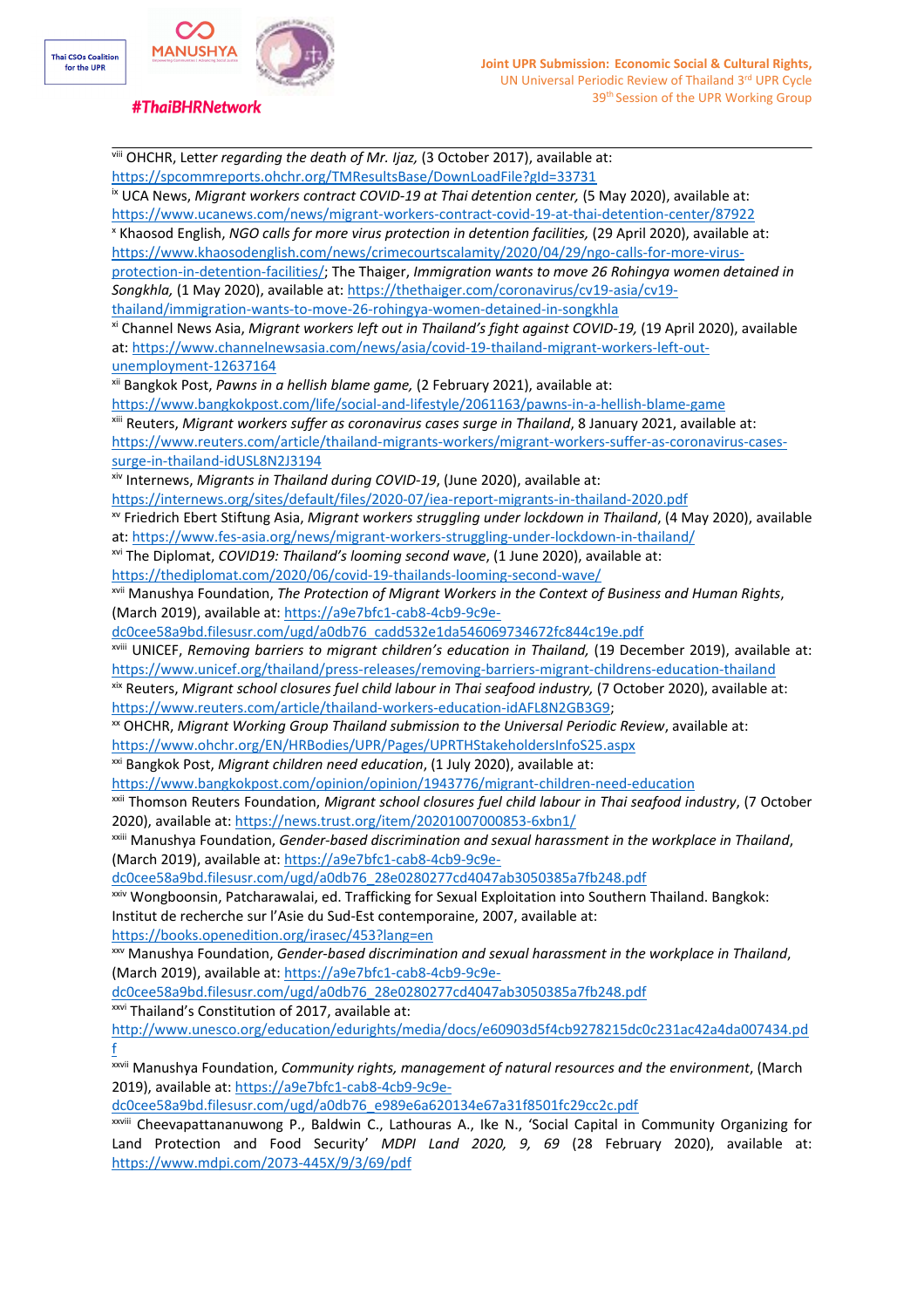[viii] OHCHR, Lett*er regarding the death of Mr. Ijaz,* (3 October 2017), available at: https://spcommreports.ohchr.org/TMResultsBase/DownLoadFile?gId=33731

[ix] UCA News, *Migrant workers contract COVID-19 at Thai detention center,* (5 May 2020), available at: https://www.ucanews.com/news/migrant-workers-contract-covid-19-at-thai-detention-center/87922

[x] Khaosod English, *NGO calls for more virus protection in detention facilities,* (29 April 2020), available at: https://www.khaosodenglish.com/news/crimecourtscalamity/2020/04/29/ngo-calls-for-more-virus-protection-in-detention-facilities/; The Thaiger, *Immigration wants to move 26 Rohingya women detained in Songkhla,* (1 May 2020), available at: https://thethaiger.com/coronavirus/cv19-asia/cv19-thailand/immigration-wants-to-move-26-rohingya-women-detained-in-songkhla

[xi] Channel News Asia, *Migrant workers left out in Thailand's fight against COVID-19,* (19 April 2020), available at: https://www.channelnewsasia.com/news/asia/covid-19-thailand-migrant-workers-left-out-unemployment-12637164

[xii] Bangkok Post, *Pawns in a hellish blame game,* (2 February 2021), available at: https://www.bangkokpost.com/life/social-and-lifestyle/2061163/pawns-in-a-hellish-blame-game

[xiii] Reuters, *Migrant workers suffer as coronavirus cases surge in Thailand*, 8 January 2021, available at: https://www.reuters.com/article/thailand-migrants-workers/migrant-workers-suffer-as-coronavirus-cases-surge-in-thailand-idUSL8N2J3194

[xiv] Internews, *Migrants in Thailand during COVID-19*, (June 2020), available at: https://internews.org/sites/default/files/2020-07/iea-report-migrants-in-thailand-2020.pdf

[xv] Friedrich Ebert Stiftung Asia, *Migrant workers struggling under lockdown in Thailand*, (4 May 2020), available at: https://www.fes-asia.org/news/migrant-workers-struggling-under-lockdown-in-thailand/

[xvi] The Diplomat, *COVID19: Thailand's looming second wave*, (1 June 2020), available at: https://thediplomat.com/2020/06/covid-19-thailands-looming-second-wave/

[xvii] Manushya Foundation, *The Protection of Migrant Workers in the Context of Business and Human Rights*, (March 2019), available at: https://a9e7bfc1-cab8-4cb9-9c9e-dc0cee58a9bd.filesusr.com/ugd/a0db76_cadd532e1da546069734672fc844c19e.pdf

[xviii] UNICEF, *Removing barriers to migrant children's education in Thailand,* (19 December 2019), available at: https://www.unicef.org/thailand/press-releases/removing-barriers-migrant-childrens-education-thailand

[xix] Reuters, *Migrant school closures fuel child labour in Thai seafood industry,* (7 October 2020), available at: https://www.reuters.com/article/thailand-workers-education-idAFL8N2GB3G9;

[xx] OHCHR, *Migrant Working Group Thailand submission to the Universal Periodic Review*, available at: https://www.ohchr.org/EN/HRBodies/UPR/Pages/UPRTHStakeholdersInfoS25.aspx

[xxi] Bangkok Post, *Migrant children need education*, (1 July 2020), available at: https://www.bangkokpost.com/opinion/opinion/1943776/migrant-children-need-education

[xxii] Thomson Reuters Foundation, *Migrant school closures fuel child labour in Thai seafood industry*, (7 October 2020), available at: https://news.trust.org/item/20201007000853-6xbn1/

[xxiii] Manushya Foundation, *Gender-based discrimination and sexual harassment in the workplace in Thailand*, (March 2019), available at: https://a9e7bfc1-cab8-4cb9-9c9e-dc0cee58a9bd.filesusr.com/ugd/a0db76_28e0280277cd4047ab3050385a7fb248.pdf

[xxiv] Wongboonsin, Patcharawalai, ed. Trafficking for Sexual Exploitation into Southern Thailand. Bangkok: Institut de recherche sur l'Asie du Sud-Est contemporaine, 2007, available at: https://books.openedition.org/irasec/453?lang=en

[xxv] Manushya Foundation, *Gender-based discrimination and sexual harassment in the workplace in Thailand*, (March 2019), available at: https://a9e7bfc1-cab8-4cb9-9c9e-dc0cee58a9bd.filesusr.com/ugd/a0db76_28e0280277cd4047ab3050385a7fb248.pdf

[xxvi] Thailand's Constitution of 2017, available at: http://www.unesco.org/education/edurights/media/docs/e60903d5f4cb9278215dc0c231ac42a4da007434.pdf

[xxvii] Manushya Foundation, *Community rights, management of natural resources and the environment*, (March 2019), available at: https://a9e7bfc1-cab8-4cb9-9c9e-dc0cee58a9bd.filesusr.com/ugd/a0db76_e989e6a620134e67a31f8501fc29cc2c.pdf

[xxviii] Cheevapattananuwong P., Baldwin C., Lathouras A., Ike N., 'Social Capital in Community Organizing for Land Protection and Food Security' *MDPI Land 2020, 9, 69* (28 February 2020), available at: https://www.mdpi.com/2073-445X/9/3/69/pdf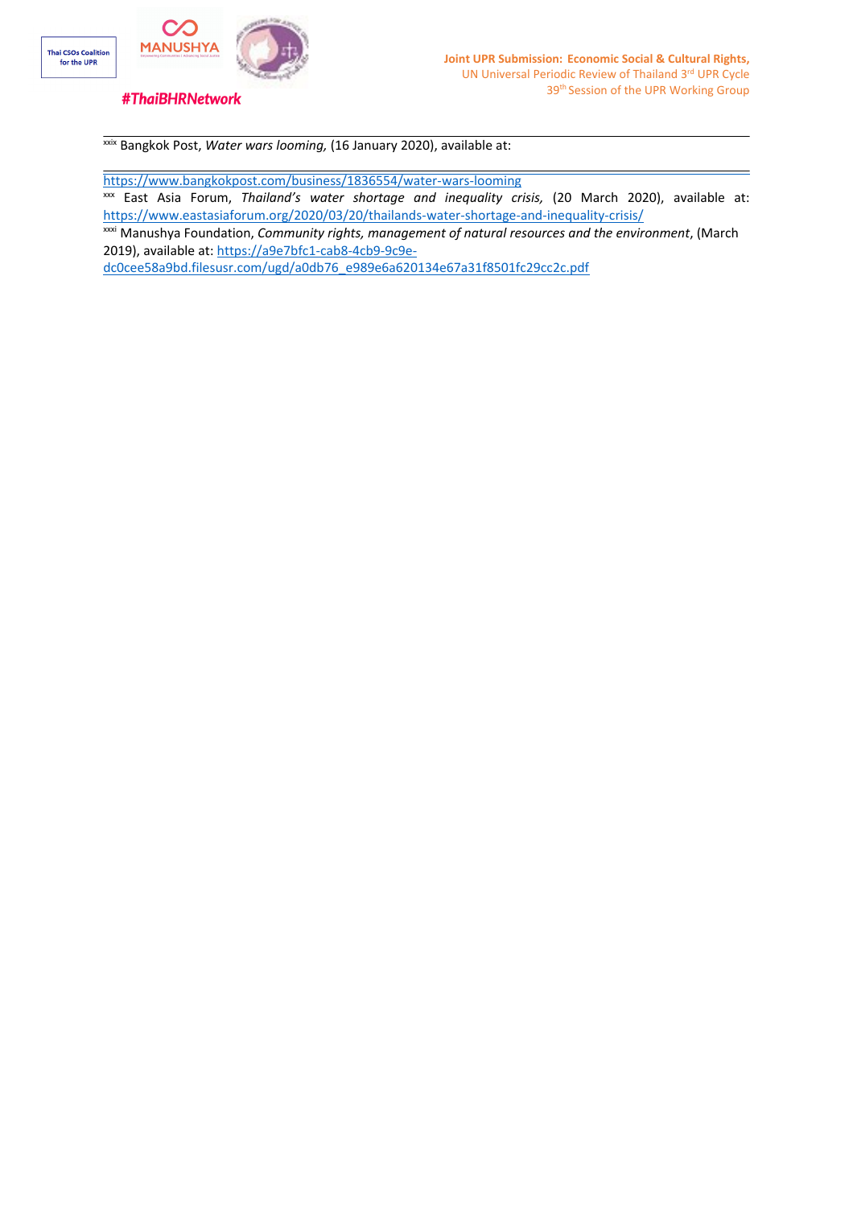[xxix] Bangkok Post, *Water wars looming,* (16 January 2020), available at:

https://www.bangkokpost.com/business/1836554/water-wars-looming

[xxx] East Asia Forum, *Thailand's water shortage and inequality crisis,* (20 March 2020), available at: https://www.eastasiaforum.org/2020/03/20/thailands-water-shortage-and-inequality-crisis/

[xxxi] Manushya Foundation, *Community rights, management of natural resources and the environment*, (March 2019), available at: https://a9e7bfc1-cab8-4cb9-9c9e-dc0cee58a9bd.filesusr.com/ugd/a0db76_e989e6a620134e67a31f8501fc29cc2c.pdf